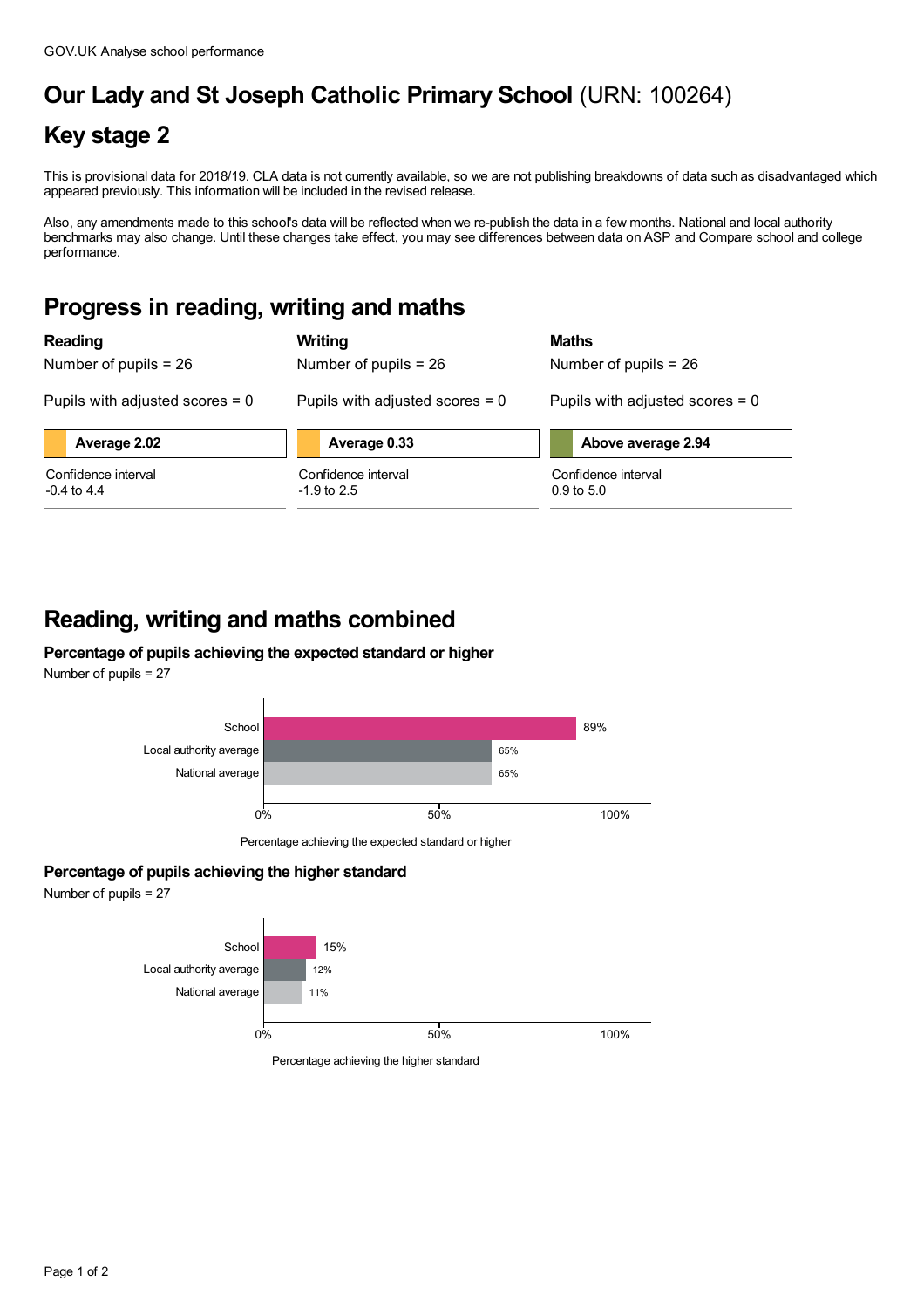GOV.UK Analyse school performance

# Our Lady and St Joseph Catholic Primary School (URN: 100264)

## Key stage 2

This is provisional data for 2018/19. CLA data is not currently available, so we are not publishing breakdowns of data such as disadvantaged which appeared previously. This information will be included in the revised release.

Also, any amendments made to this school's data will be reflected when we re-publish the data in a few months. National and local authority benchmarks may also change. Until these changes take effect, you may see differences between data on ASP and Compare school and college performance.

## Progress in reading, writing and maths

### Reading

Number of pupils = 26

Pupils with adjusted scores = 0

**Average 2.02**

Confidence interval
-0.4 to 4.4

### Writing

Number of pupils = 26

Pupils with adjusted scores = 0

**Average 0.33**

Confidence interval
-1.9 to 2.5

### Maths

Number of pupils = 26

Pupils with adjusted scores = 0

**Above average 2.94**

Confidence interval
0.9 to 5.0

## Reading, writing and maths combined

### Percentage of pupils achieving the expected standard or higher

Number of pupils = 27

| | Percentage achieving the expected standard or higher |
|---|---|
| School | 89% |
| Local authority average | 65% |
| National average | 65% |

### Percentage of pupils achieving the higher standard

Number of pupils = 27

| | Percentage achieving the higher standard |
|---|---|
| School | 15% |
| Local authority average | 12% |
| National average | 11% |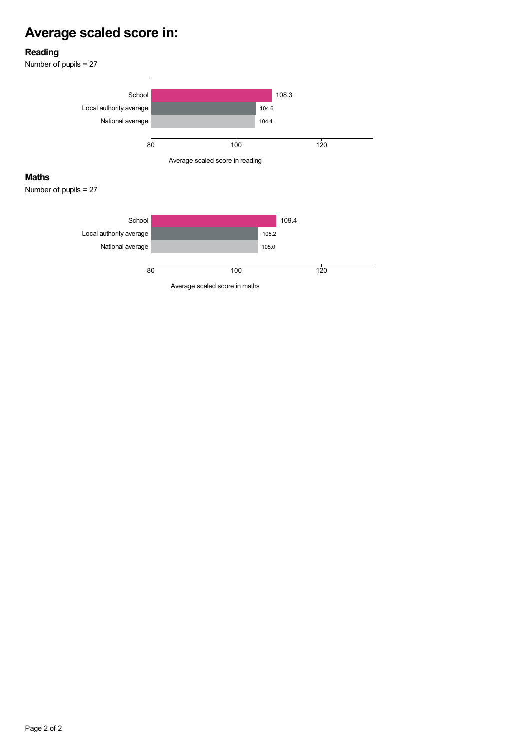# Average scaled score in:

## Reading

Number of pupils = 27

School
Local authority average
National average

108.3
104.6
104.4

80
100
120

Average scaled score in reading

## Maths

Number of pupils = 27

School
Local authority average
National average

109.4
105.2
105.0

80
100
120

Average scaled score in maths